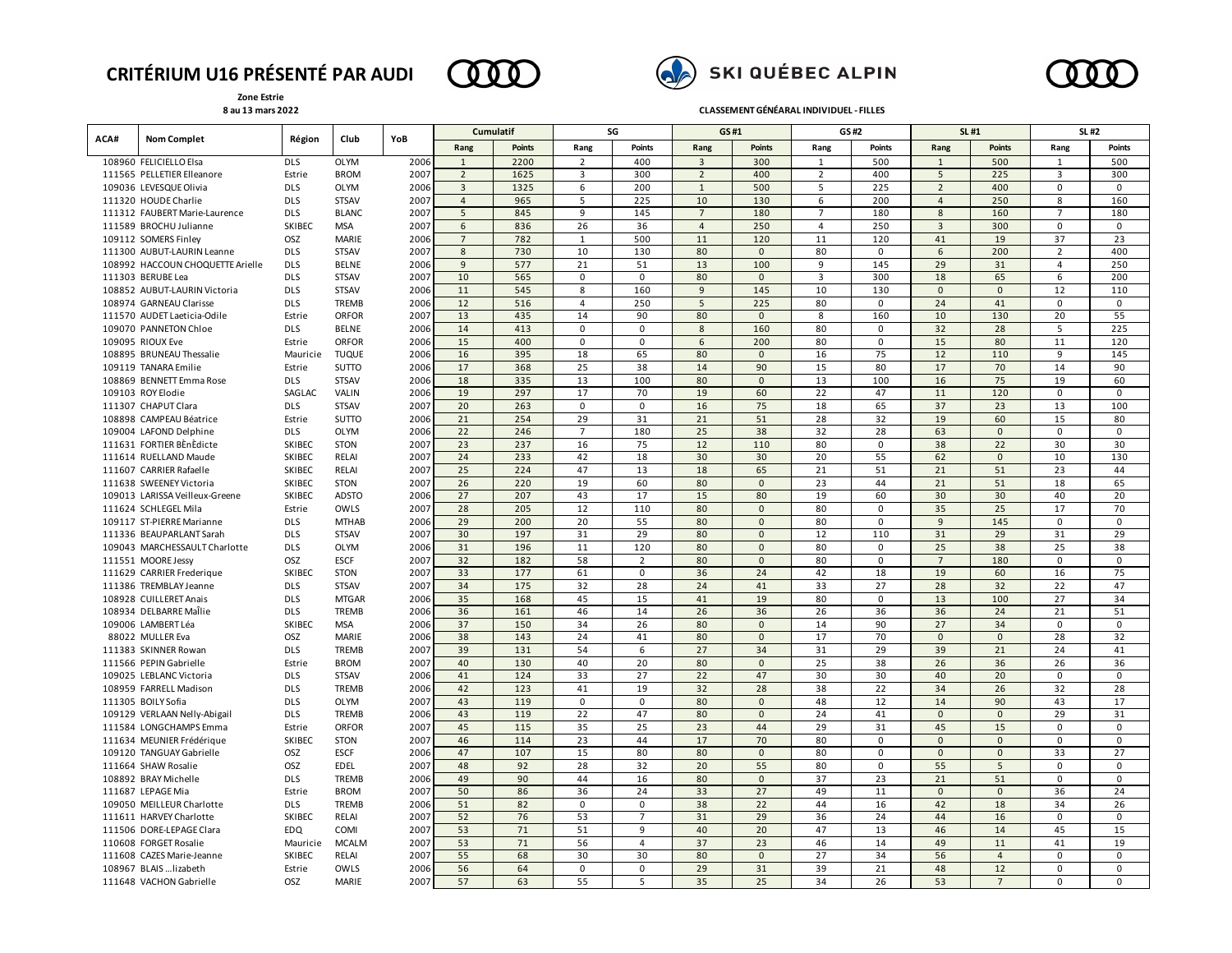# CRITÉRIUM U16 PRÉSENTÉ PAR AUDI

SKI QUÉBEC ALPIN

**Zone Estrie**
**8 au 13 mars 2022**

**CLASSEMENT GÉNÉARAL INDIVIDUEL - FILLES**

| ACA# | Nom Complet | Région | Club | YoB | Cumulatif | | SG | | GS #1 | | GS #2 | | SL #1 | | SL #2 | |
|---|---|---|---|---|---|---|---|---|---|---|---|---|---|---|---|---|
| | | | | | Rang | Points | Rang | Points | Rang | Points | Rang | Points | Rang | Points | Rang | Points |
| 108960 | FELICIELLO Elsa | DLS | OLYM | 2006 | 1 | 2200 | 2 | 400 | 3 | 300 | 1 | 500 | 1 | 500 | 1 | 500 |
| 111565 | PELLETIER Elleanore | Estrie | BROM | 2007 | 2 | 1625 | 3 | 300 | 2 | 400 | 2 | 400 | 5 | 225 | 3 | 300 |
| 109036 | LEVESQUE Olivia | DLS | OLYM | 2006 | 3 | 1325 | 6 | 200 | 1 | 500 | 5 | 225 | 2 | 400 | 0 | 0 |
| 111320 | HOUDE Charlie | DLS | STSAV | 2007 | 4 | 965 | 5 | 225 | 10 | 130 | 6 | 200 | 4 | 250 | 8 | 160 |
| 111312 | FAUBERT Marie-Laurence | DLS | BLANC | 2007 | 5 | 845 | 9 | 145 | 7 | 180 | 7 | 180 | 8 | 160 | 7 | 180 |
| 111589 | BROCHU Julianne | SKIBEC | MSA | 2007 | 6 | 836 | 26 | 36 | 4 | 250 | 4 | 250 | 3 | 300 | 0 | 0 |
| 109112 | SOMERS Finley | OSZ | MARIE | 2006 | 7 | 782 | 1 | 500 | 11 | 120 | 11 | 120 | 41 | 19 | 37 | 23 |
| 111300 | AUBUT-LAURIN Leanne | DLS | STSAV | 2007 | 8 | 730 | 10 | 130 | 80 | 0 | 80 | 0 | 6 | 200 | 2 | 400 |
| 108992 | HACCOUN CHOQUETTE Arielle | DLS | BELNE | 2006 | 9 | 577 | 21 | 51 | 13 | 100 | 9 | 145 | 29 | 31 | 4 | 250 |
| 111303 | BERUBE Lea | DLS | STSAV | 2007 | 10 | 565 | 0 | 0 | 80 | 0 | 3 | 300 | 18 | 65 | 6 | 200 |
| 108852 | AUBUT-LAURIN Victoria | DLS | STSAV | 2006 | 11 | 545 | 8 | 160 | 9 | 145 | 10 | 130 | 0 | 0 | 12 | 110 |
| 108974 | GARNEAU Clarisse | DLS | TREMB | 2006 | 12 | 516 | 4 | 250 | 5 | 225 | 80 | 0 | 24 | 41 | 0 | 0 |
| 111570 | AUDET Laeticia-Odile | Estrie | ORFOR | 2007 | 13 | 435 | 14 | 90 | 80 | 0 | 8 | 160 | 10 | 130 | 20 | 55 |
| 109070 | PANNETON Chloe | DLS | BELNE | 2006 | 14 | 413 | 0 | 0 | 8 | 160 | 80 | 0 | 32 | 28 | 5 | 225 |
| 109095 | RIOUX Eve | Estrie | ORFOR | 2006 | 15 | 400 | 0 | 0 | 6 | 200 | 80 | 0 | 15 | 80 | 11 | 120 |
| 108895 | BRUNEAU Thessalie | Mauricie | TUQUE | 2006 | 16 | 395 | 18 | 65 | 80 | 0 | 16 | 75 | 12 | 110 | 9 | 145 |
| 109119 | TANARA Emilie | Estrie | SUTTO | 2006 | 17 | 368 | 25 | 38 | 14 | 90 | 15 | 80 | 17 | 70 | 14 | 90 |
| 108869 | BENNETT Emma Rose | DLS | STSAV | 2006 | 18 | 335 | 13 | 100 | 80 | 0 | 13 | 100 | 16 | 75 | 19 | 60 |
| 109103 | ROY Elodie | SAGLAC | VALIN | 2006 | 19 | 297 | 17 | 70 | 19 | 60 | 22 | 47 | 11 | 120 | 0 | 0 |
| 111307 | CHAPUT Clara | DLS | STSAV | 2007 | 20 | 263 | 0 | 0 | 16 | 75 | 18 | 65 | 37 | 23 | 13 | 100 |
| 108898 | CAMPEAU Béatrice | Estrie | SUTTO | 2006 | 21 | 254 | 29 | 31 | 21 | 51 | 28 | 32 | 19 | 60 | 15 | 80 |
| 109004 | LAFOND Delphine | DLS | OLYM | 2006 | 22 | 246 | 7 | 180 | 25 | 38 | 32 | 28 | 63 | 0 | 0 | 0 |
| 111631 | FORTIER BÈnÈdicte | SKIBEC | STON | 2007 | 23 | 237 | 16 | 75 | 12 | 110 | 80 | 0 | 38 | 22 | 30 | 30 |
| 111614 | RUELLAND Maude | SKIBEC | RELAI | 2007 | 24 | 233 | 42 | 18 | 30 | 30 | 20 | 55 | 62 | 0 | 10 | 130 |
| 111607 | CARRIER Rafaelle | SKIBEC | RELAI | 2007 | 25 | 224 | 47 | 13 | 18 | 65 | 21 | 51 | 21 | 51 | 23 | 44 |
| 111638 | SWEENEY Victoria | SKIBEC | STON | 2007 | 26 | 220 | 19 | 60 | 80 | 0 | 23 | 44 | 21 | 51 | 18 | 65 |
| 109013 | LARISSA Veilleux-Greene | SKIBEC | ADSTO | 2006 | 27 | 207 | 43 | 17 | 15 | 80 | 19 | 60 | 30 | 30 | 40 | 20 |
| 111624 | SCHLEGEL Mila | Estrie | OWLS | 2007 | 28 | 205 | 12 | 110 | 80 | 0 | 80 | 0 | 35 | 25 | 17 | 70 |
| 109117 | ST-PIERRE Marianne | DLS | MTHAB | 2006 | 29 | 200 | 20 | 55 | 80 | 0 | 80 | 0 | 9 | 145 | 0 | 0 |
| 111336 | BEAUPARLANT Sarah | DLS | STSAV | 2007 | 30 | 197 | 31 | 29 | 80 | 0 | 12 | 110 | 31 | 29 | 31 | 29 |
| 109043 | MARCHESSAULT Charlotte | DLS | OLYM | 2006 | 31 | 196 | 11 | 120 | 80 | 0 | 80 | 0 | 25 | 38 | 25 | 38 |
| 111551 | MOORE Jessy | OSZ | ESCF | 2007 | 32 | 182 | 58 | 2 | 80 | 0 | 80 | 0 | 7 | 180 | 0 | 0 |
| 111629 | CARRIER Frederique | SKIBEC | STON | 2007 | 33 | 177 | 61 | 0 | 36 | 24 | 42 | 18 | 19 | 60 | 16 | 75 |
| 111386 | TREMBLAY Jeanne | DLS | STSAV | 2007 | 34 | 175 | 32 | 28 | 24 | 41 | 33 | 27 | 28 | 32 | 22 | 47 |
| 108928 | CUILLERET Anais | DLS | MTGAR | 2006 | 35 | 168 | 45 | 15 | 41 | 19 | 80 | 0 | 13 | 100 | 27 | 34 |
| 108934 | DELBARRE MaÎlie | DLS | TREMB | 2006 | 36 | 161 | 46 | 14 | 26 | 36 | 26 | 36 | 36 | 24 | 21 | 51 |
| 109006 | LAMBERT Léa | SKIBEC | MSA | 2006 | 37 | 150 | 34 | 26 | 80 | 0 | 14 | 90 | 27 | 34 | 0 | 0 |
| 88022 | MULLER Eva | OSZ | MARIE | 2006 | 38 | 143 | 24 | 41 | 80 | 0 | 17 | 70 | 0 | 0 | 28 | 32 |
| 111383 | SKINNER Rowan | DLS | TREMB | 2007 | 39 | 131 | 54 | 6 | 27 | 34 | 31 | 29 | 39 | 21 | 24 | 41 |
| 111566 | PEPIN Gabrielle | Estrie | BROM | 2007 | 40 | 130 | 40 | 20 | 80 | 0 | 25 | 38 | 26 | 36 | 26 | 36 |
| 109025 | LEBLANC Victoria | DLS | STSAV | 2006 | 41 | 124 | 33 | 27 | 22 | 47 | 30 | 30 | 40 | 20 | 0 | 0 |
| 108959 | FARRELL Madison | DLS | TREMB | 2006 | 42 | 123 | 41 | 19 | 32 | 28 | 38 | 22 | 34 | 26 | 32 | 28 |
| 111305 | BOILY Sofia | DLS | OLYM | 2007 | 43 | 119 | 0 | 0 | 80 | 0 | 48 | 12 | 14 | 90 | 43 | 17 |
| 109129 | VERLAAN Nelly-Abigail | DLS | TREMB | 2006 | 43 | 119 | 22 | 47 | 80 | 0 | 24 | 41 | 0 | 0 | 29 | 31 |
| 111584 | LONGCHAMPS Emma | Estrie | ORFOR | 2007 | 45 | 115 | 35 | 25 | 23 | 44 | 29 | 31 | 45 | 15 | 0 | 0 |
| 111634 | MEUNIER Frédérique | SKIBEC | STON | 2007 | 46 | 114 | 23 | 44 | 17 | 70 | 80 | 0 | 0 | 0 | 0 | 0 |
| 109120 | TANGUAY Gabrielle | OSZ | ESCF | 2006 | 47 | 107 | 15 | 80 | 80 | 0 | 80 | 0 | 0 | 0 | 33 | 27 |
| 111664 | SHAW Rosalie | OSZ | EDEL | 2007 | 48 | 92 | 28 | 32 | 20 | 55 | 80 | 0 | 55 | 5 | 0 | 0 |
| 108892 | BRAY Michelle | DLS | TREMB | 2006 | 49 | 90 | 44 | 16 | 80 | 0 | 37 | 23 | 21 | 51 | 0 | 0 |
| 111687 | LEPAGE Mia | Estrie | BROM | 2007 | 50 | 86 | 36 | 24 | 33 | 27 | 49 | 11 | 0 | 0 | 36 | 24 |
| 109050 | MEILLEUR Charlotte | DLS | TREMB | 2006 | 51 | 82 | 0 | 0 | 38 | 22 | 44 | 16 | 42 | 18 | 34 | 26 |
| 111611 | HARVEY Charlotte | SKIBEC | RELAI | 2007 | 52 | 76 | 53 | 7 | 31 | 29 | 36 | 24 | 44 | 16 | 0 | 0 |
| 111506 | DORE-LEPAGE Clara | EDQ | COMI | 2007 | 53 | 71 | 51 | 9 | 40 | 20 | 47 | 13 | 46 | 14 | 45 | 15 |
| 110608 | FORGET Rosalie | Mauricie | MCALM | 2007 | 53 | 71 | 56 | 4 | 37 | 23 | 46 | 14 | 49 | 11 | 41 | 19 |
| 111608 | CAZES Marie-Jeanne | SKIBEC | RELAI | 2007 | 55 | 68 | 30 | 30 | 80 | 0 | 27 | 34 | 56 | 4 | 0 | 0 |
| 108967 | BLAIS …lizabeth | Estrie | OWLS | 2006 | 56 | 64 | 0 | 0 | 29 | 31 | 39 | 21 | 48 | 12 | 0 | 0 |
| 111648 | VACHON Gabrielle | OSZ | MARIE | 2007 | 57 | 63 | 55 | 5 | 35 | 25 | 34 | 26 | 53 | 7 | 0 | 0 |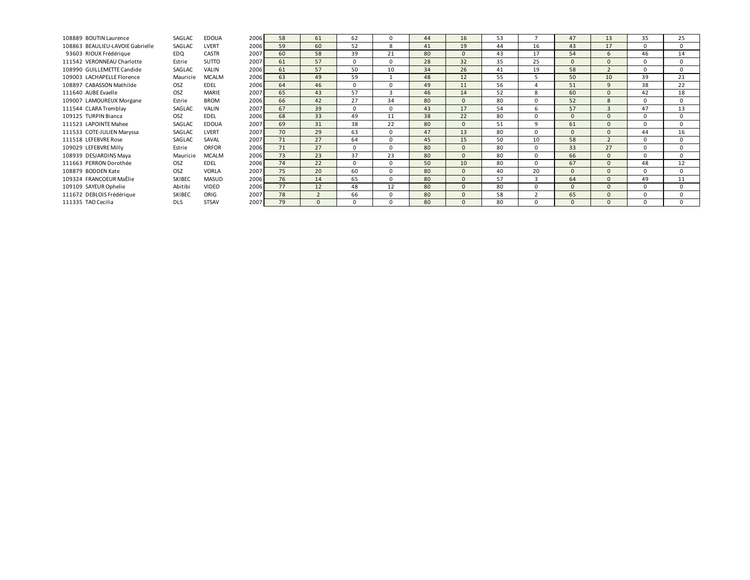| | | | | | | | | | | | | | | | | | |
|---|---|---|---|---|---|---|---|---|---|---|---|---|---|---|---|---|---|
| 108889 | BOUTIN Laurence | SAGLAC | EDOUA | 2006 | 58 | 61 | 62 | 0 | 44 | 16 | 53 | 7 | 47 | 13 | 35 | 25 |
| 108863 | BEAULIEU-LAVOIE Gabrielle | SAGLAC | LVERT | 2006 | 59 | 60 | 52 | 8 | 41 | 19 | 44 | 16 | 43 | 17 | 0 | 0 |
| 93603 | RIOUX Frédérique | EDQ | CASTR | 2007 | 60 | 58 | 39 | 21 | 80 | 0 | 43 | 17 | 54 | 6 | 46 | 14 |
| 111542 | VERONNEAU Charlotte | Estrie | SUTTO | 2007 | 61 | 57 | 0 | 0 | 28 | 32 | 35 | 25 | 0 | 0 | 0 | 0 |
| 108990 | GUILLEMETTE Candide | SAGLAC | VALIN | 2006 | 61 | 57 | 50 | 10 | 34 | 26 | 41 | 19 | 58 | 2 | 0 | 0 |
| 109003 | LACHAPELLE Florence | Mauricie | MCALM | 2006 | 63 | 49 | 59 | 1 | 48 | 12 | 55 | 5 | 50 | 10 | 39 | 21 |
| 108897 | CABASSON Mathilde | OSZ | EDEL | 2006 | 64 | 46 | 0 | 0 | 49 | 11 | 56 | 4 | 51 | 9 | 38 | 22 |
| 111640 | AUBE Evaelle | OSZ | MARIE | 2007 | 65 | 43 | 57 | 3 | 46 | 14 | 52 | 8 | 60 | 0 | 42 | 18 |
| 109007 | LAMOUREUX Morgane | Estrie | BROM | 2006 | 66 | 42 | 27 | 34 | 80 | 0 | 80 | 0 | 52 | 8 | 0 | 0 |
| 111544 | CLARA Tremblay | SAGLAC | VALIN | 2007 | 67 | 39 | 0 | 0 | 43 | 17 | 54 | 6 | 57 | 3 | 47 | 13 |
| 109125 | TURPIN Bianca | OSZ | EDEL | 2006 | 68 | 33 | 49 | 11 | 38 | 22 | 80 | 0 | 0 | 0 | 0 | 0 |
| 111523 | LAPOINTE Mahee | SAGLAC | EDOUA | 2007 | 69 | 31 | 38 | 22 | 80 | 0 | 51 | 9 | 61 | 0 | 0 | 0 |
| 111533 | COTE-JULIEN Maryssa | SAGLAC | LVERT | 2007 | 70 | 29 | 63 | 0 | 47 | 13 | 80 | 0 | 0 | 0 | 44 | 16 |
| 111518 | LEFEBVRE Rose | SAGLAC | SAVAL | 2007 | 71 | 27 | 64 | 0 | 45 | 15 | 50 | 10 | 58 | 2 | 0 | 0 |
| 109029 | LEFEBVRE Milly | Estrie | ORFOR | 2006 | 71 | 27 | 0 | 0 | 80 | 0 | 80 | 0 | 33 | 27 | 0 | 0 |
| 108939 | DESJARDINS Maya | Mauricie | MCALM | 2006 | 73 | 23 | 37 | 23 | 80 | 0 | 80 | 0 | 66 | 0 | 0 | 0 |
| 111663 | PERRON Dorothée | OSZ | EDEL | 2006 | 74 | 22 | 0 | 0 | 50 | 10 | 80 | 0 | 67 | 0 | 48 | 12 |
| 108879 | BODDEN Kate | OSZ | VORLA | 2007 | 75 | 20 | 60 | 0 | 80 | 0 | 40 | 20 | 0 | 0 | 0 | 0 |
| 109324 | FRANCOEUR MaÈlie | SKIBEC | MASUD | 2006 | 76 | 14 | 65 | 0 | 80 | 0 | 57 | 3 | 64 | 0 | 49 | 11 |
| 109109 | SAYEUR Ophelie | Abitibi | VIDEO | 2006 | 77 | 12 | 48 | 12 | 80 | 0 | 80 | 0 | 0 | 0 | 0 | 0 |
| 111672 | DEBLOIS Frédérique | SKIBEC | ORIG | 2007 | 78 | 2 | 66 | 0 | 80 | 0 | 58 | 2 | 65 | 0 | 0 | 0 |
| 111335 | TAO Cecilia | DLS | STSAV | 2007 | 79 | 0 | 0 | 0 | 80 | 0 | 80 | 0 | 0 | 0 | 0 | 0 |